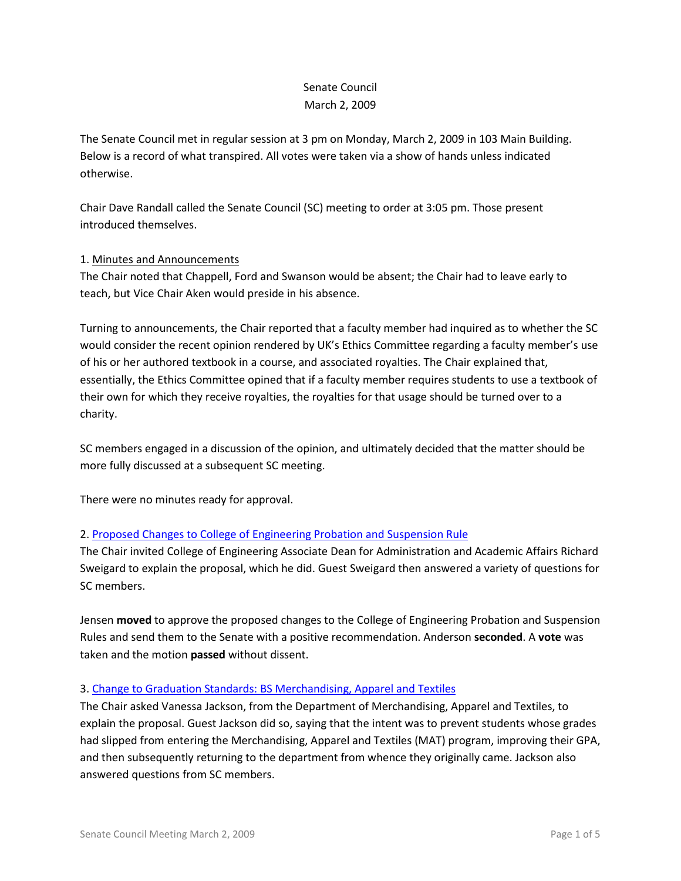# Senate Council
March 2, 2009

The Senate Council met in regular session at 3 pm on Monday, March 2, 2009 in 103 Main Building. Below is a record of what transpired. All votes were taken via a show of hands unless indicated otherwise.

Chair Dave Randall called the Senate Council (SC) meeting to order at 3:05 pm. Those present introduced themselves.

1. Minutes and Announcements
The Chair noted that Chappell, Ford and Swanson would be absent; the Chair had to leave early to teach, but Vice Chair Aken would preside in his absence.

Turning to announcements, the Chair reported that a faculty member had inquired as to whether the SC would consider the recent opinion rendered by UK's Ethics Committee regarding a faculty member's use of his or her authored textbook in a course, and associated royalties. The Chair explained that, essentially, the Ethics Committee opined that if a faculty member requires students to use a textbook of their own for which they receive royalties, the royalties for that usage should be turned over to a charity.

SC members engaged in a discussion of the opinion, and ultimately decided that the matter should be more fully discussed at a subsequent SC meeting.

There were no minutes ready for approval.

2. Proposed Changes to College of Engineering Probation and Suspension Rule
The Chair invited College of Engineering Associate Dean for Administration and Academic Affairs Richard Sweigard to explain the proposal, which he did. Guest Sweigard then answered a variety of questions for SC members.

Jensen **moved** to approve the proposed changes to the College of Engineering Probation and Suspension Rules and send them to the Senate with a positive recommendation. Anderson **seconded**. A **vote** was taken and the motion **passed** without dissent.

3. Change to Graduation Standards: BS Merchandising, Apparel and Textiles
The Chair asked Vanessa Jackson, from the Department of Merchandising, Apparel and Textiles, to explain the proposal. Guest Jackson did so, saying that the intent was to prevent students whose grades had slipped from entering the Merchandising, Apparel and Textiles (MAT) program, improving their GPA, and then subsequently returning to the department from whence they originally came. Jackson also answered questions from SC members.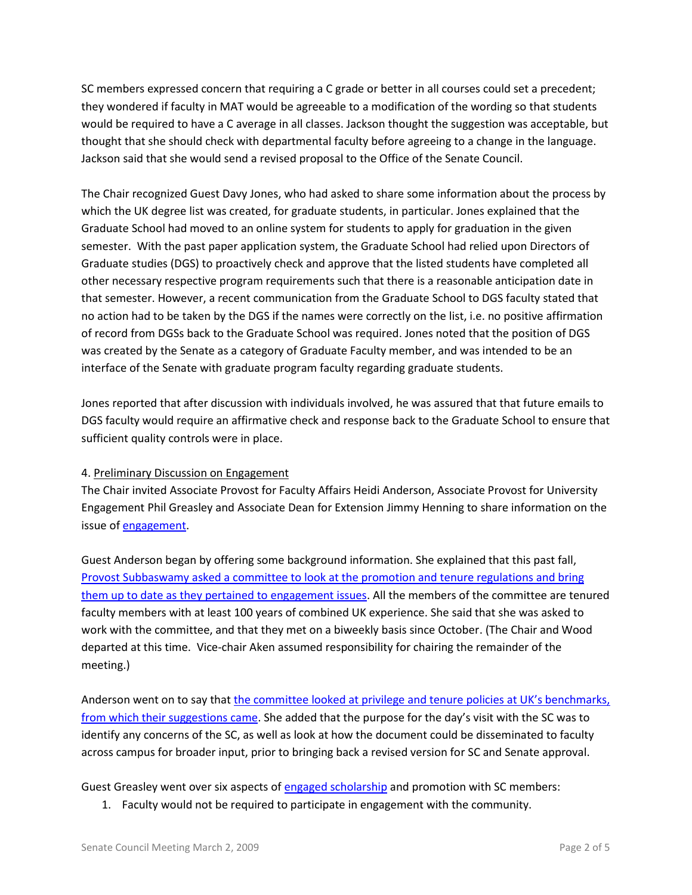SC members expressed concern that requiring a C grade or better in all courses could set a precedent; they wondered if faculty in MAT would be agreeable to a modification of the wording so that students would be required to have a C average in all classes. Jackson thought the suggestion was acceptable, but thought that she should check with departmental faculty before agreeing to a change in the language. Jackson said that she would send a revised proposal to the Office of the Senate Council.

The Chair recognized Guest Davy Jones, who had asked to share some information about the process by which the UK degree list was created, for graduate students, in particular. Jones explained that the Graduate School had moved to an online system for students to apply for graduation in the given semester. With the past paper application system, the Graduate School had relied upon Directors of Graduate studies (DGS) to proactively check and approve that the listed students have completed all other necessary respective program requirements such that there is a reasonable anticipation date in that semester. However, a recent communication from the Graduate School to DGS faculty stated that no action had to be taken by the DGS if the names were correctly on the list, i.e. no positive affirmation of record from DGSs back to the Graduate School was required. Jones noted that the position of DGS was created by the Senate as a category of Graduate Faculty member, and was intended to be an interface of the Senate with graduate program faculty regarding graduate students.

Jones reported that after discussion with individuals involved, he was assured that that future emails to DGS faculty would require an affirmative check and response back to the Graduate School to ensure that sufficient quality controls were in place.

4. Preliminary Discussion on Engagement

The Chair invited Associate Provost for Faculty Affairs Heidi Anderson, Associate Provost for University Engagement Phil Greasley and Associate Dean for Extension Jimmy Henning to share information on the issue of engagement.

Guest Anderson began by offering some background information. She explained that this past fall, Provost Subbaswamy asked a committee to look at the promotion and tenure regulations and bring them up to date as they pertained to engagement issues. All the members of the committee are tenured faculty members with at least 100 years of combined UK experience. She said that she was asked to work with the committee, and that they met on a biweekly basis since October. (The Chair and Wood departed at this time. Vice-chair Aken assumed responsibility for chairing the remainder of the meeting.)

Anderson went on to say that the committee looked at privilege and tenure policies at UK's benchmarks, from which their suggestions came. She added that the purpose for the day's visit with the SC was to identify any concerns of the SC, as well as look at how the document could be disseminated to faculty across campus for broader input, prior to bringing back a revised version for SC and Senate approval.

Guest Greasley went over six aspects of engaged scholarship and promotion with SC members:

1. Faculty would not be required to participate in engagement with the community.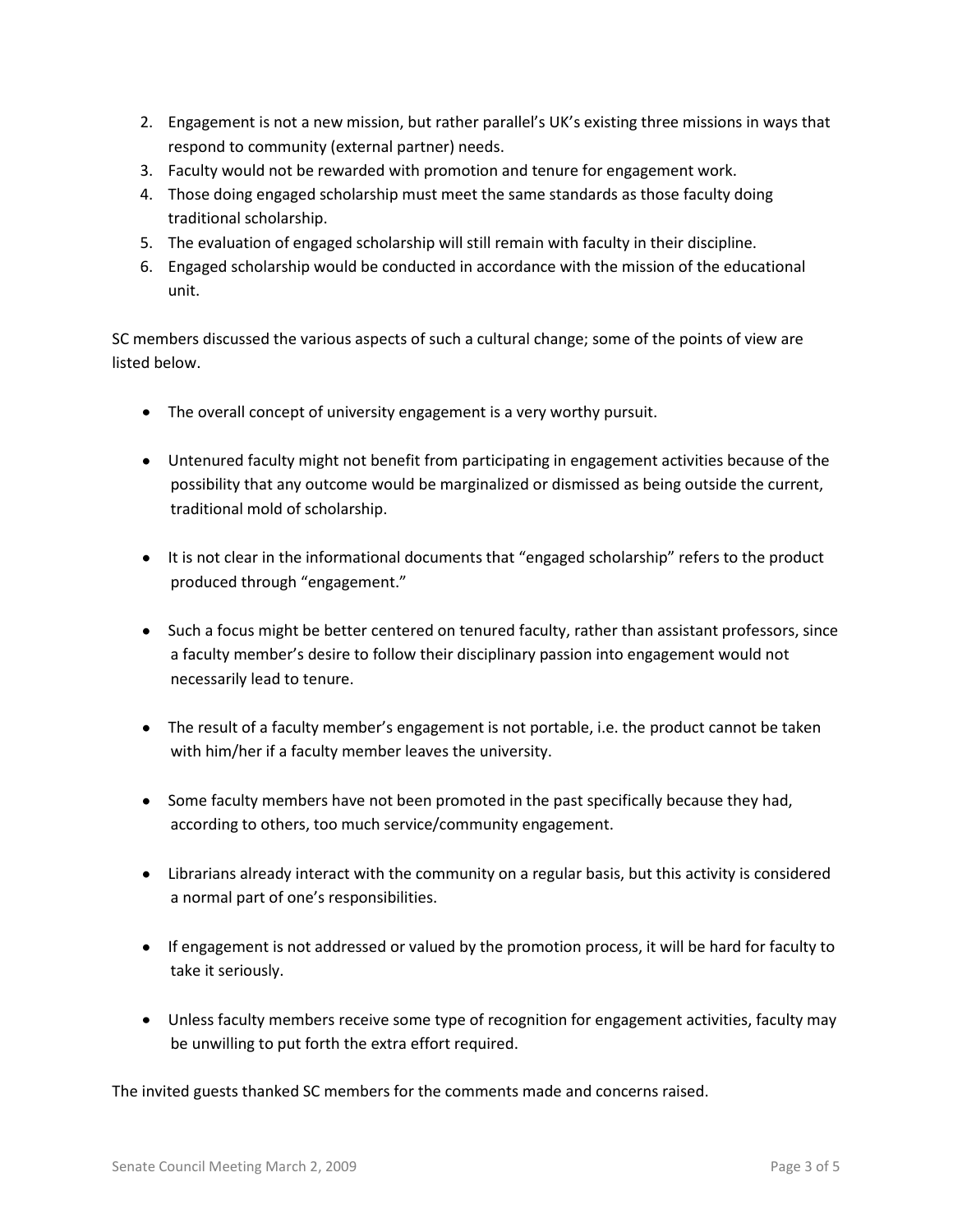2. Engagement is not a new mission, but rather parallel's UK's existing three missions in ways that respond to community (external partner) needs.
3. Faculty would not be rewarded with promotion and tenure for engagement work.
4. Those doing engaged scholarship must meet the same standards as those faculty doing traditional scholarship.
5. The evaluation of engaged scholarship will still remain with faculty in their discipline.
6. Engaged scholarship would be conducted in accordance with the mission of the educational unit.

SC members discussed the various aspects of such a cultural change; some of the points of view are listed below.

- The overall concept of university engagement is a very worthy pursuit.
- Untenured faculty might not benefit from participating in engagement activities because of the possibility that any outcome would be marginalized or dismissed as being outside the current, traditional mold of scholarship.
- It is not clear in the informational documents that "engaged scholarship" refers to the product produced through "engagement."
- Such a focus might be better centered on tenured faculty, rather than assistant professors, since a faculty member's desire to follow their disciplinary passion into engagement would not necessarily lead to tenure.
- The result of a faculty member's engagement is not portable, i.e. the product cannot be taken with him/her if a faculty member leaves the university.
- Some faculty members have not been promoted in the past specifically because they had, according to others, too much service/community engagement.
- Librarians already interact with the community on a regular basis, but this activity is considered a normal part of one's responsibilities.
- If engagement is not addressed or valued by the promotion process, it will be hard for faculty to take it seriously.
- Unless faculty members receive some type of recognition for engagement activities, faculty may be unwilling to put forth the extra effort required.

The invited guests thanked SC members for the comments made and concerns raised.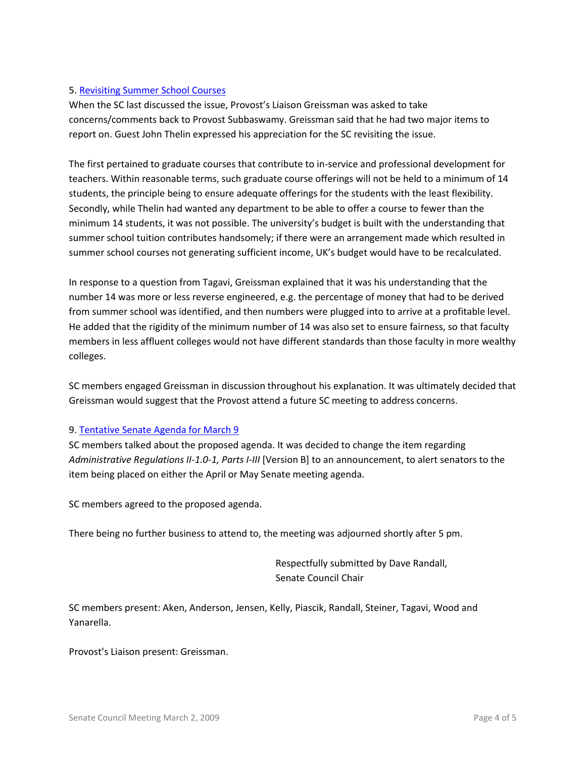5. [Revisiting Summer School Courses]

When the SC last discussed the issue, Provost's Liaison Greissman was asked to take concerns/comments back to Provost Subbaswamy. Greissman said that he had two major items to report on. Guest John Thelin expressed his appreciation for the SC revisiting the issue.

The first pertained to graduate courses that contribute to in-service and professional development for teachers. Within reasonable terms, such graduate course offerings will not be held to a minimum of 14 students, the principle being to ensure adequate offerings for the students with the least flexibility. Secondly, while Thelin had wanted any department to be able to offer a course to fewer than the minimum 14 students, it was not possible. The university's budget is built with the understanding that summer school tuition contributes handsomely; if there were an arrangement made which resulted in summer school courses not generating sufficient income, UK's budget would have to be recalculated.

In response to a question from Tagavi, Greissman explained that it was his understanding that the number 14 was more or less reverse engineered, e.g. the percentage of money that had to be derived from summer school was identified, and then numbers were plugged into to arrive at a profitable level. He added that the rigidity of the minimum number of 14 was also set to ensure fairness, so that faculty members in less affluent colleges would not have different standards than those faculty in more wealthy colleges.

SC members engaged Greissman in discussion throughout his explanation. It was ultimately decided that Greissman would suggest that the Provost attend a future SC meeting to address concerns.

9. [Tentative Senate Agenda for March 9]

SC members talked about the proposed agenda. It was decided to change the item regarding *Administrative Regulations II-1.0-1, Parts I-III* [Version B] to an announcement, to alert senators to the item being placed on either the April or May Senate meeting agenda.

SC members agreed to the proposed agenda.

There being no further business to attend to, the meeting was adjourned shortly after 5 pm.

Respectfully submitted by Dave Randall,
Senate Council Chair

SC members present: Aken, Anderson, Jensen, Kelly, Piascik, Randall, Steiner, Tagavi, Wood and Yanarella.

Provost's Liaison present: Greissman.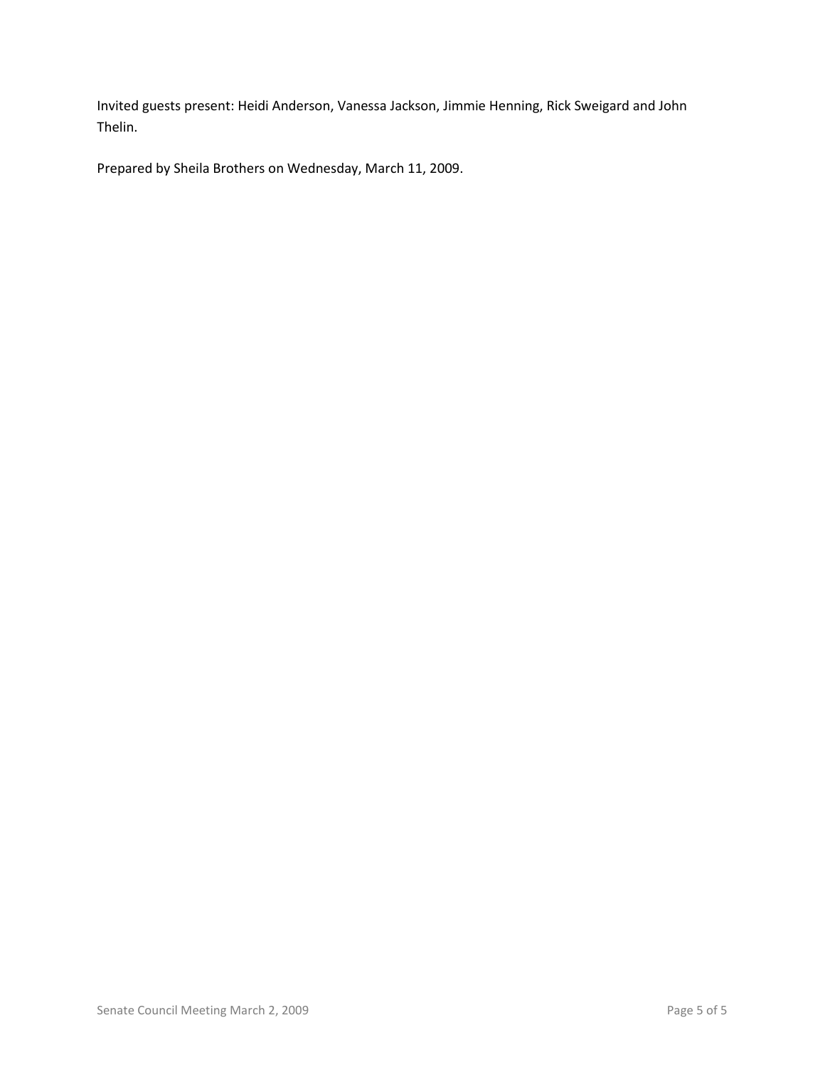Invited guests present: Heidi Anderson, Vanessa Jackson, Jimmie Henning, Rick Sweigard and John Thelin.

Prepared by Sheila Brothers on Wednesday, March 11, 2009.